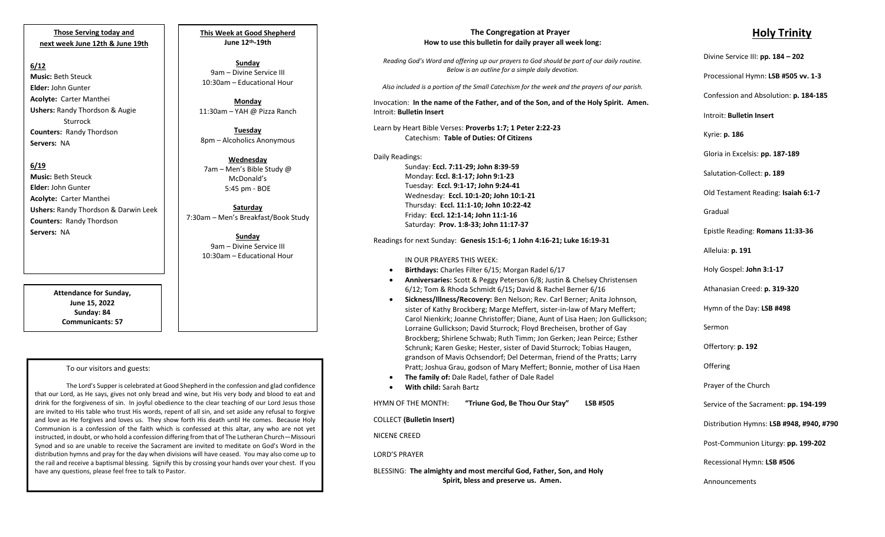**Those Serving today and next week June 12th & June 19th**

**6/12**

**Music:** Beth Steuck
**Elder:** John Gunter
**Acolyte:** Carter Manthei
**Ushers:** Randy Thordson & Augie Sturrock
**Counters:** Randy Thordson
**Servers:** NA

**6/19**

**Music:** Beth Steuck
**Elder:** John Gunter
**Acolyte:** Carter Manthei
**Ushers:** Randy Thordson & Darwin Leek
**Counters:** Randy Thordson
**Servers:** NA

**Attendance for Sunday, June 15, 2022**
**Sunday: 84**
**Communicants: 57**

**This Week at Good Shepherd**
**June 12th-19th**

**Sunday**
9am – Divine Service III
10:30am – Educational Hour

**Monday**
11:30am – YAH @ Pizza Ranch

**Tuesday**
8pm – Alcoholics Anonymous

**Wednesday**
7am – Men's Bible Study @ McDonald's
5:45 pm - BOE

**Saturday**
7:30am – Men's Breakfast/Book Study

**Sunday**
9am – Divine Service III
10:30am – Educational Hour

To our visitors and guests:

The Lord's Supper is celebrated at Good Shepherd in the confession and glad confidence that our Lord, as He says, gives not only bread and wine, but His very body and blood to eat and drink for the forgiveness of sin. In joyful obedience to the clear teaching of our Lord Jesus those are invited to His table who trust His words, repent of all sin, and set aside any refusal to forgive and love as He forgives and loves us. They show forth His death until He comes. Because Holy Communion is a confession of the faith which is confessed at this altar, any who are not yet instructed, in doubt, or who hold a confession differing from that of The Lutheran Church—Missouri Synod and so are unable to receive the Sacrament are invited to meditate on God's Word in the distribution hymns and pray for the day when divisions will have ceased. You may also come up to the rail and receive a baptismal blessing. Signify this by crossing your hands over your chest. If you have any questions, please feel free to talk to Pastor.

**The Congregation at Prayer**
**How to use this bulletin for daily prayer all week long:**

*Reading God's Word and offering up our prayers to God should be part of our daily routine. Below is an outline for a simple daily devotion.*

*Also included is a portion of the Small Catechism for the week and the prayers of our parish.*

Invocation: **In the name of the Father, and of the Son, and of the Holy Spirit. Amen.**
Introit: **Bulletin Insert**

Learn by Heart Bible Verses: **Proverbs 1:7; 1 Peter 2:22-23**
Catechism: **Table of Duties: Of Citizens**

Daily Readings:
Sunday: **Eccl. 7:11-29; John 8:39-59**
Monday: **Eccl. 8:1-17; John 9:1-23**
Tuesday: **Eccl. 9:1-17; John 9:24-41**
Wednesday: **Eccl. 10:1-20; John 10:1-21**
Thursday: **Eccl. 11:1-10; John 10:22-42**
Friday: **Eccl. 12:1-14; John 11:1-16**
Saturday: **Prov. 1:8-33; John 11:17-37**

Readings for next Sunday: **Genesis 15:1-6; 1 John 4:16-21; Luke 16:19-31**

IN OUR PRAYERS THIS WEEK:

- **Birthdays:** Charles Filter 6/15; Morgan Radel 6/17
- **Anniversaries:** Scott & Peggy Peterson 6/8; Justin & Chelsey Christensen 6/12; Tom & Rhoda Schmidt 6/15**;** David & Rachel Berner 6/16
- **Sickness/Illness/Recovery:** Ben Nelson; Rev. Carl Berner; Anita Johnson, sister of Kathy Brockberg; Marge Meffert, sister-in-law of Mary Meffert; Carol Nienkirk; Joanne Christoffer; Diane, Aunt of Lisa Haen; Jon Gullickson; Lorraine Gullickson; David Sturrock; Floyd Brecheisen, brother of Gay Brockberg; Shirlene Schwab; Ruth Timm; Jon Gerken; Jean Peirce; Esther Schrunk; Karen Geske; Hester, sister of David Sturrock; Tobias Haugen, grandson of Mavis Ochsendorf; Del Determan, friend of the Pratts; Larry Pratt; Joshua Grau, godson of Mary Meffert; Bonnie, mother of Lisa Haen
- **The family of:** Dale Radel, father of Dale Radel
- **With child:** Sarah Bartz

HYMN OF THE MONTH: **"Triune God, Be Thou Our Stay" LSB #505**

COLLECT **(Bulletin Insert)**

NICENE CREED

LORD'S PRAYER

BLESSING: **The almighty and most merciful God, Father, Son, and Holy Spirit, bless and preserve us. Amen.**

# Holy Trinity

Divine Service III: **pp. 184 – 202**

Processional Hymn: **LSB #505 vv. 1-3**

Confession and Absolution: **p. 184-185**

Introit: **Bulletin Insert**

Kyrie: **p. 186**

Gloria in Excelsis: **pp. 187-189**

Salutation-Collect: **p. 189**

Old Testament Reading: **Isaiah 6:1-7**

Gradual

Epistle Reading: **Romans 11:33-36**

Alleluia: **p. 191**

Holy Gospel: **John 3:1-17**

Athanasian Creed: **p. 319-320**

Hymn of the Day: **LSB #498**

Sermon

Offertory: **p. 192**

Offering

Prayer of the Church

Service of the Sacrament: **pp. 194-199**

Distribution Hymns: **LSB #948, #940, #790**

Post-Communion Liturgy: **pp. 199-202**

Recessional Hymn: **LSB #506**

Announcements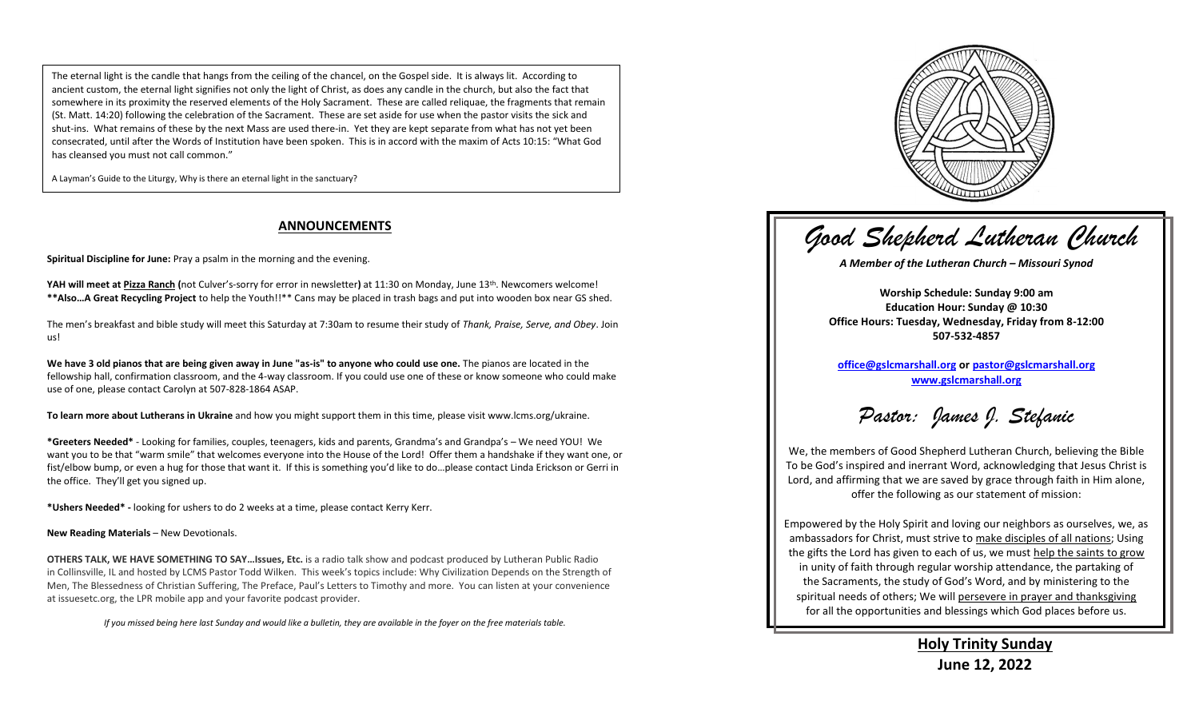The eternal light is the candle that hangs from the ceiling of the chancel, on the Gospel side. It is always lit. According to ancient custom, the eternal light signifies not only the light of Christ, as does any candle in the church, but also the fact that somewhere in its proximity the reserved elements of the Holy Sacrament. These are called reliquae, the fragments that remain (St. Matt. 14:20) following the celebration of the Sacrament. These are set aside for use when the pastor visits the sick and shut-ins. What remains of these by the next Mass are used there-in. Yet they are kept separate from what has not yet been consecrated, until after the Words of Institution have been spoken. This is in accord with the maxim of Acts 10:15: "What God has cleansed you must not call common."

A Layman's Guide to the Liturgy, Why is there an eternal light in the sanctuary?

## ANNOUNCEMENTS

**Spiritual Discipline for June:** Pray a psalm in the morning and the evening.

**YAH will meet at Pizza Ranch (**not Culver's-sorry for error in newsletter**)** at 11:30 on Monday, June 13th. Newcomers welcome! **\*\*Also…A Great Recycling Project** to help the Youth!!\*\* Cans may be placed in trash bags and put into wooden box near GS shed.

The men's breakfast and bible study will meet this Saturday at 7:30am to resume their study of *Thank, Praise, Serve, and Obey*. Join us!

**We have 3 old pianos that are being given away in June "as-is" to anyone who could use one.** The pianos are located in the fellowship hall, confirmation classroom, and the 4-way classroom. If you could use one of these or know someone who could make use of one, please contact Carolyn at 507-828-1864 ASAP.

**To learn more about Lutherans in Ukraine** and how you might support them in this time, please visit www.lcms.org/ukraine.

**\*Greeters Needed\*** - Looking for families, couples, teenagers, kids and parents, Grandma's and Grandpa's – We need YOU! We want you to be that "warm smile" that welcomes everyone into the House of the Lord! Offer them a handshake if they want one, or fist/elbow bump, or even a hug for those that want it. If this is something you'd like to do…please contact Linda Erickson or Gerri in the office. They'll get you signed up.

**\*Ushers Needed\* -** looking for ushers to do 2 weeks at a time, please contact Kerry Kerr.

**New Reading Materials** – New Devotionals.

**OTHERS TALK, WE HAVE SOMETHING TO SAY…Issues, Etc.** is a radio talk show and podcast produced by Lutheran Public Radio in Collinsville, IL and hosted by LCMS Pastor Todd Wilken. This week's topics include: Why Civilization Depends on the Strength of Men, The Blessedness of Christian Suffering, The Preface, Paul's Letters to Timothy and more. You can listen at your convenience at issuesetc.org, the LPR mobile app and your favorite podcast provider.

*If you missed being here last Sunday and would like a bulletin, they are available in the foyer on the free materials table.*

# *Good Shepherd Lutheran Church*

***A Member of the Lutheran Church – Missouri Synod***

**Worship Schedule: Sunday 9:00 am**
**Education Hour: Sunday @ 10:30**
**Office Hours: Tuesday, Wednesday, Friday from 8-12:00**
**507-532-4857**

**office@gslcmarshall.org or pastor@gslcmarshall.org**
**www.gslcmarshall.org**

## *Pastor: James J. Stefanic*

We, the members of Good Shepherd Lutheran Church, believing the Bible To be God's inspired and inerrant Word, acknowledging that Jesus Christ is Lord, and affirming that we are saved by grace through faith in Him alone, offer the following as our statement of mission:

Empowered by the Holy Spirit and loving our neighbors as ourselves, we, as ambassadors for Christ, must strive to make disciples of all nations; Using the gifts the Lord has given to each of us, we must help the saints to grow in unity of faith through regular worship attendance, the partaking of the Sacraments, the study of God's Word, and by ministering to the spiritual needs of others; We will persevere in prayer and thanksgiving for all the opportunities and blessings which God places before us.

**Holy Trinity Sunday**
**June 12, 2022**